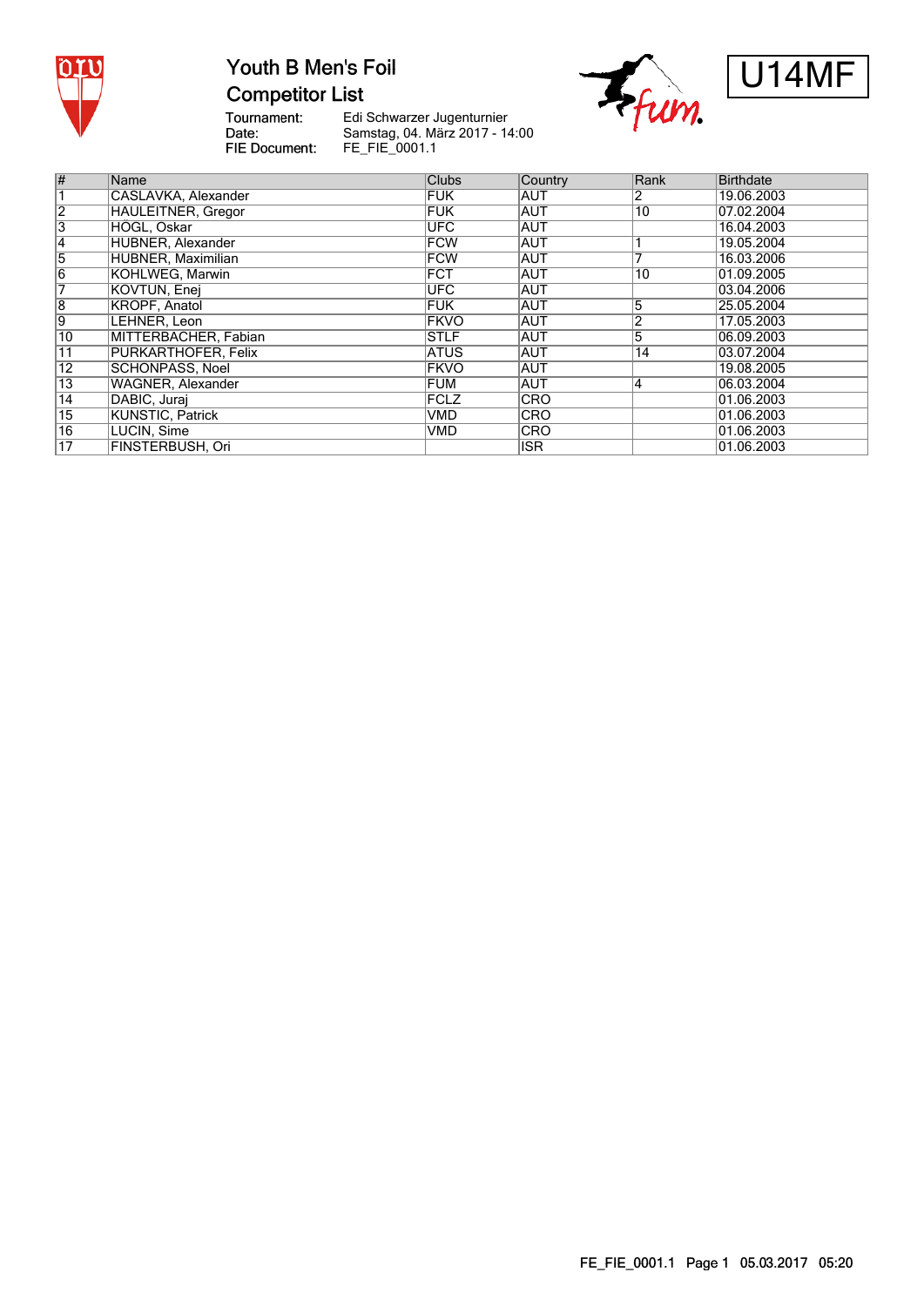# Youth B Men's Foil

## Competitor List

U14MF

Tournament: Edi Schwarzer Jugenturnier
Date: Samstag, 04. März 2017 - 14:00
FIE Document: FE_FIE_0001.1

| # | Name | Clubs | Country | Rank | Birthdate |
|---|---|---|---|---|---|
| 1 | CASLAVKA, Alexander | FUK | AUT | 2 | 19.06.2003 |
| 2 | HAULEITNER, Gregor | FUK | AUT | 10 | 07.02.2004 |
| 3 | HÖGL, Oskar | UFC | AUT | | 16.04.2003 |
| 4 | HUBNER, Alexander | FCW | AUT | 1 | 19.05.2004 |
| 5 | HUBNER, Maximilian | FCW | AUT | 7 | 16.03.2006 |
| 6 | KOHLWEG, Marwin | FCT | AUT | 10 | 01.09.2005 |
| 7 | KOVTUN, Enej | UFC | AUT | | 03.04.2006 |
| 8 | KROPF, Anatol | FUK | AUT | 5 | 25.05.2004 |
| 9 | LEHNER, Leon | FKVO | AUT | 2 | 17.05.2003 |
| 10 | MITTERBACHER, Fabian | STLF | AUT | 5 | 06.09.2003 |
| 11 | PURKARTHOFER, Felix | ATUS | AUT | 14 | 03.07.2004 |
| 12 | SCHONPASS, Noel | FKVO | AUT | | 19.08.2005 |
| 13 | WAGNER, Alexander | FUM | AUT | 4 | 06.03.2004 |
| 14 | DABIC, Juraj | FCLZ | CRO | | 01.06.2003 |
| 15 | KUNSTIC, Patrick | VMD | CRO | | 01.06.2003 |
| 16 | LUCIN, Sime | VMD | CRO | | 01.06.2003 |
| 17 | FINSTERBUSH, Ori | | ISR | | 01.06.2003 |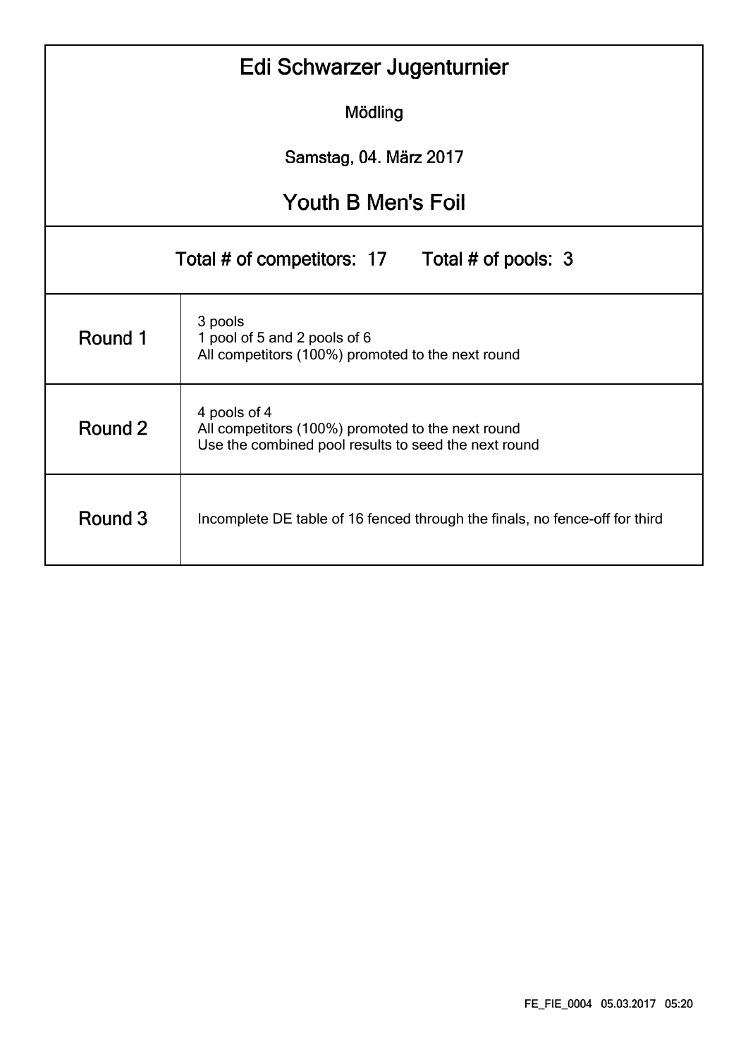# Edi Schwarzer Jugenturnier

Mödling

Samstag, 04. März 2017

## Youth B Men's Foil

Total # of competitors: 17    Total # of pools: 3

| | |
|---|---|
| Round 1 | 3 pools<br>1 pool of 5 and 2 pools of 6<br>All competitors (100%) promoted to the next round |
| Round 2 | 4 pools of 4<br>All competitors (100%) promoted to the next round<br>Use the combined pool results to seed the next round |
| Round 3 | Incomplete DE table of 16 fenced through the finals, no fence-off for third |

FE_FIE_0004 05.03.2017 05:20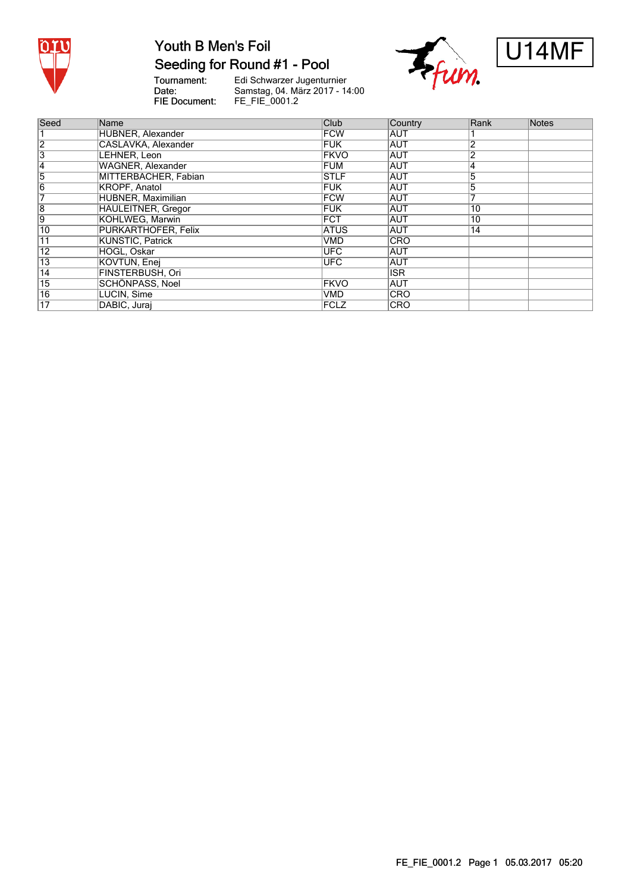# Youth B Men's Foil
## Seeding for Round #1 - Pool

U14MF

Tournament: Edi Schwarzer Jugenturnier
Date: Samstag, 04. März 2017 - 14:00
FIE Document: FE_FIE_0001.2

| Seed | Name | Club | Country | Rank | Notes |
|---|---|---|---|---|---|
| 1 | HUBNER, Alexander | FCW | AUT | 1 | |
| 2 | CASLAVKA, Alexander | FUK | AUT | 2 | |
| 3 | LEHNER, Leon | FKVO | AUT | 2 | |
| 4 | WAGNER, Alexander | FUM | AUT | 4 | |
| 5 | MITTERBACHER, Fabian | STLF | AUT | 5 | |
| 6 | KROPF, Anatol | FUK | AUT | 5 | |
| 7 | HUBNER, Maximilian | FCW | AUT | 7 | |
| 8 | HAULEITNER, Gregor | FUK | AUT | 10 | |
| 9 | KOHLWEG, Marwin | FCT | AUT | 10 | |
| 10 | PURKARTHOFER, Felix | ATUS | AUT | 14 | |
| 11 | KUNSTIC, Patrick | VMD | CRO | | |
| 12 | HOGL, Oskar | UFC | AUT | | |
| 13 | KOVTUN, Enej | UFC | AUT | | |
| 14 | FINSTERBUSH, Ori | | ISR | | |
| 15 | SCHÖNPASS, Noel | FKVO | AUT | | |
| 16 | LUCIN, Sime | VMD | CRO | | |
| 17 | DABIC, Juraj | FCLZ | CRO | | |

FE_FIE_0001.2 Page 1 05.03.2017 05:20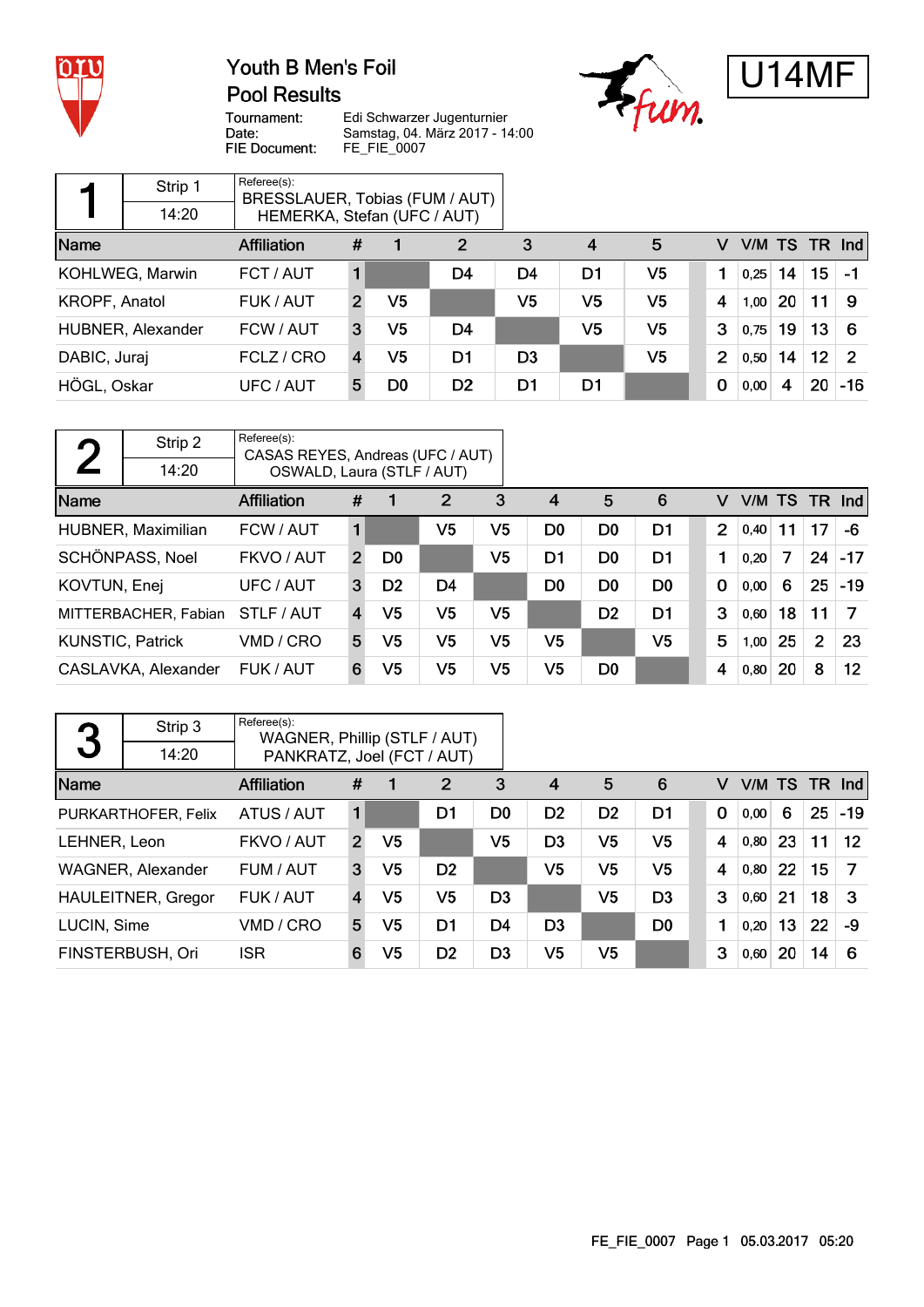# Youth B Men's Foil

## Pool Results

U14MF

Tournament: Edi Schwarzer Jugenturnier
Date: Samstag, 04. März 2017 - 14:00
FIE Document: FE_FIE_0007

### Pool 1

Strip 1 — 14:20

Referee(s):
BRESSLAUER, Tobias (FUM / AUT)
HEMERKA, Stefan (UFC / AUT)

| Name | Affiliation | # | 1 | 2 | 3 | 4 | 5 | V | V/M | TS | TR | Ind |
|---|---|---|---|---|---|---|---|---|---|---|---|---|
| KOHLWEG, Marwin | FCT / AUT | 1 | | D4 | D4 | D1 | V5 | 1 | 0,25 | 14 | 15 | -1 |
| KROPF, Anatol | FUK / AUT | 2 | V5 | | V5 | V5 | V5 | 4 | 1,00 | 20 | 11 | 9 |
| HUBNER, Alexander | FCW / AUT | 3 | V5 | D4 | | V5 | V5 | 3 | 0,75 | 19 | 13 | 6 |
| DABIC, Juraj | FCLZ / CRO | 4 | V5 | D1 | D3 | | V5 | 2 | 0,50 | 14 | 12 | 2 |
| HÖGL, Oskar | UFC / AUT | 5 | D0 | D2 | D1 | D1 | | 0 | 0,00 | 4 | 20 | -16 |

### Pool 2

Strip 2 — 14:20

Referee(s):
CASAS REYES, Andreas (UFC / AUT)
OSWALD, Laura (STLF / AUT)

| Name | Affiliation | # | 1 | 2 | 3 | 4 | 5 | 6 | V | V/M | TS | TR | Ind |
|---|---|---|---|---|---|---|---|---|---|---|---|---|---|
| HUBNER, Maximilian | FCW / AUT | 1 | | V5 | V5 | D0 | D0 | D1 | 2 | 0,40 | 11 | 17 | -6 |
| SCHÖNPASS, Noel | FKVO / AUT | 2 | D0 | | V5 | D1 | D0 | D1 | 1 | 0,20 | 7 | 24 | -17 |
| KOVTUN, Enej | UFC / AUT | 3 | D2 | D4 | | D0 | D0 | D0 | 0 | 0,00 | 6 | 25 | -19 |
| MITTERBACHER, Fabian | STLF / AUT | 4 | V5 | V5 | V5 | | D2 | D1 | 3 | 0,60 | 18 | 11 | 7 |
| KUNSTIC, Patrick | VMD / CRO | 5 | V5 | V5 | V5 | V5 | | V5 | 5 | 1,00 | 25 | 2 | 23 |
| CASLAVKA, Alexander | FUK / AUT | 6 | V5 | V5 | V5 | V5 | D0 | | 4 | 0,80 | 20 | 8 | 12 |

### Pool 3

Strip 3 — 14:20

Referee(s):
WAGNER, Phillip (STLF / AUT)
PANKRATZ, Joel (FCT / AUT)

| Name | Affiliation | # | 1 | 2 | 3 | 4 | 5 | 6 | V | V/M | TS | TR | Ind |
|---|---|---|---|---|---|---|---|---|---|---|---|---|---|
| PURKARTHOFER, Felix | ATUS / AUT | 1 | | D1 | D0 | D2 | D2 | D1 | 0 | 0,00 | 6 | 25 | -19 |
| LEHNER, Leon | FKVO / AUT | 2 | V5 | | V5 | D3 | V5 | V5 | 4 | 0,80 | 23 | 11 | 12 |
| WAGNER, Alexander | FUM / AUT | 3 | V5 | D2 | | V5 | V5 | V5 | 4 | 0,80 | 22 | 15 | 7 |
| HAULEITNER, Gregor | FUK / AUT | 4 | V5 | V5 | D3 | | V5 | D3 | 3 | 0,60 | 21 | 18 | 3 |
| LUCIN, Sime | VMD / CRO | 5 | V5 | D1 | D4 | D3 | | D0 | 1 | 0,20 | 13 | 22 | -9 |
| FINSTERBUSH, Ori | ISR | 6 | V5 | D2 | D3 | V5 | V5 | | 3 | 0,60 | 20 | 14 | 6 |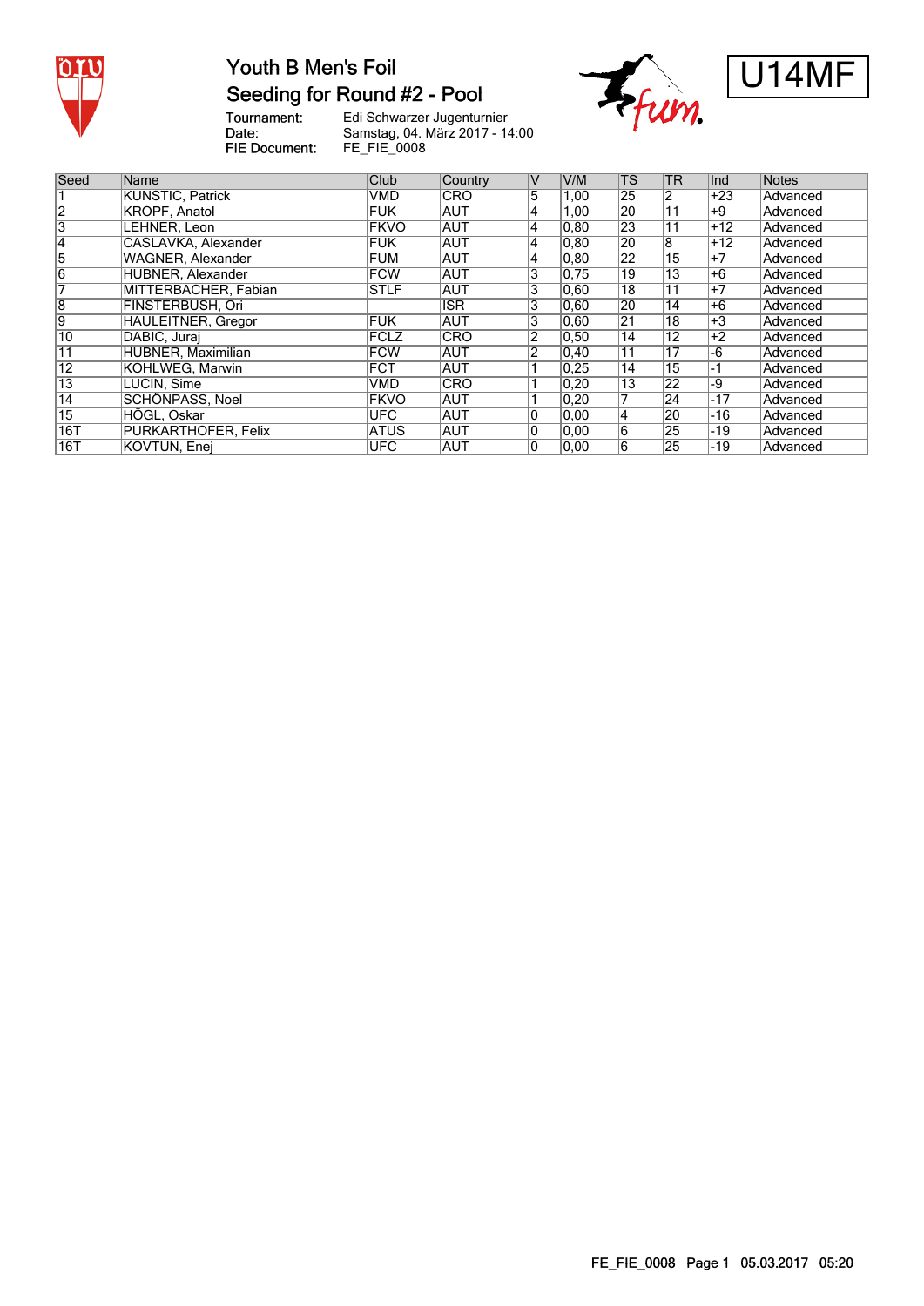# Youth B Men's Foil

## Seeding for Round #2 - Pool

U14MF

Tournament: Edi Schwarzer Jugenturnier
Date: Samstag, 04. März 2017 - 14:00
FIE Document: FE_FIE_0008

| Seed | Name | Club | Country | V | V/M | TS | TR | Ind | Notes |
|---|---|---|---|---|---|---|---|---|---|
| 1 | KUNSTIC, Patrick | VMD | CRO | 5 | 1,00 | 25 | 2 | +23 | Advanced |
| 2 | KROPF, Anatol | FUK | AUT | 4 | 1,00 | 20 | 11 | +9 | Advanced |
| 3 | LEHNER, Leon | FKVO | AUT | 4 | 0,80 | 23 | 11 | +12 | Advanced |
| 4 | CASLAVKA, Alexander | FUK | AUT | 4 | 0,80 | 20 | 8 | +12 | Advanced |
| 5 | WAGNER, Alexander | FUM | AUT | 4 | 0,80 | 22 | 15 | +7 | Advanced |
| 6 | HUBNER, Alexander | FCW | AUT | 3 | 0,75 | 19 | 13 | +6 | Advanced |
| 7 | MITTERBACHER, Fabian | STLF | AUT | 3 | 0,60 | 18 | 11 | +7 | Advanced |
| 8 | FINSTERBUSH, Ori | | ISR | 3 | 0,60 | 20 | 14 | +6 | Advanced |
| 9 | HAULEITNER, Gregor | FUK | AUT | 3 | 0,60 | 21 | 18 | +3 | Advanced |
| 10 | DABIC, Juraj | FCLZ | CRO | 2 | 0,50 | 14 | 12 | +2 | Advanced |
| 11 | HUBNER, Maximilian | FCW | AUT | 2 | 0,40 | 11 | 17 | -6 | Advanced |
| 12 | KOHLWEG, Marwin | FCT | AUT | 1 | 0,25 | 14 | 15 | -1 | Advanced |
| 13 | LUCIN, Sime | VMD | CRO | 1 | 0,20 | 13 | 22 | -9 | Advanced |
| 14 | SCHÖNPASS, Noel | FKVO | AUT | 1 | 0,20 | 7 | 24 | -17 | Advanced |
| 15 | HÖGL, Oskar | UFC | AUT | 0 | 0,00 | 4 | 20 | -16 | Advanced |
| 16T | PURKARTHOFER, Felix | ATUS | AUT | 0 | 0,00 | 6 | 25 | -19 | Advanced |
| 16T | KOVTUN, Enej | UFC | AUT | 0 | 0,00 | 6 | 25 | -19 | Advanced |

FE_FIE_0008 Page 1 05.03.2017 05:20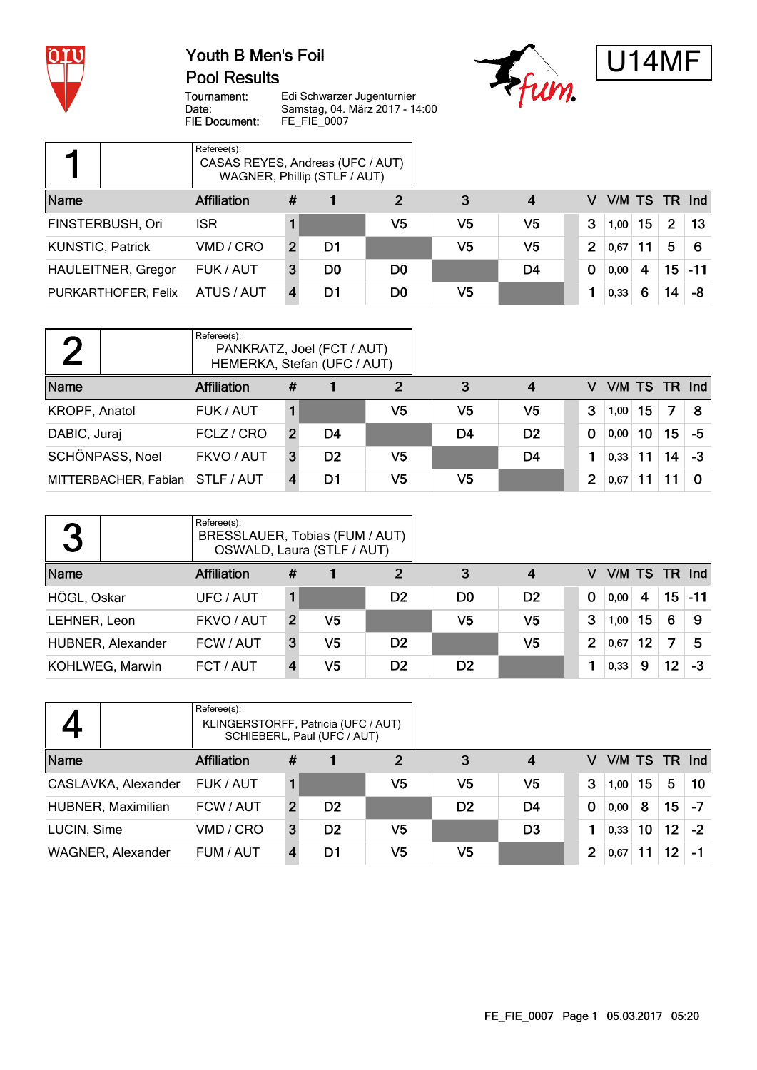# Youth B Men's Foil

## Pool Results

Tournament: Edi Schwarzer Jugenturnier
Date: Samstag, 04. März 2017 - 14:00
FIE Document: FE_FIE_0007

**U14MF**

## 1

Referee(s):
CASAS REYES, Andreas (UFC / AUT)
WAGNER, Phillip (STLF / AUT)

| Name | Affiliation | # | 1 | 2 | 3 | 4 | V | V/M | TS | TR | Ind |
|---|---|---|---|---|---|---|---|---|---|---|---|
| FINSTERBUSH, Ori | ISR | 1 | | V5 | V5 | V5 | 3 | 1,00 | 15 | 2 | 13 |
| KUNSTIC, Patrick | VMD / CRO | 2 | D1 | | V5 | V5 | 2 | 0,67 | 11 | 5 | 6 |
| HAULEITNER, Gregor | FUK / AUT | 3 | D0 | D0 | | D4 | 0 | 0,00 | 4 | 15 | -11 |
| PURKARTHOFER, Felix | ATUS / AUT | 4 | D1 | D0 | V5 | | 1 | 0,33 | 6 | 14 | -8 |

## 2

Referee(s):
PANKRATZ, Joel (FCT / AUT)
HEMERKA, Stefan (UFC / AUT)

| Name | Affiliation | # | 1 | 2 | 3 | 4 | V | V/M | TS | TR | Ind |
|---|---|---|---|---|---|---|---|---|---|---|---|
| KROPF, Anatol | FUK / AUT | 1 | | V5 | V5 | V5 | 3 | 1,00 | 15 | 7 | 8 |
| DABIC, Juraj | FCLZ / CRO | 2 | D4 | | D4 | D2 | 0 | 0,00 | 10 | 15 | -5 |
| SCHÖNPASS, Noel | FKVO / AUT | 3 | D2 | V5 | | D4 | 1 | 0,33 | 11 | 14 | -3 |
| MITTERBACHER, Fabian | STLF / AUT | 4 | D1 | V5 | V5 | | 2 | 0,67 | 11 | 11 | 0 |

## 3

Referee(s):
BRESSLAUER, Tobias (FUM / AUT)
OSWALD, Laura (STLF / AUT)

| Name | Affiliation | # | 1 | 2 | 3 | 4 | V | V/M | TS | TR | Ind |
|---|---|---|---|---|---|---|---|---|---|---|---|
| HÖGL, Oskar | UFC / AUT | 1 | | D2 | D0 | D2 | 0 | 0,00 | 4 | 15 | -11 |
| LEHNER, Leon | FKVO / AUT | 2 | V5 | | V5 | V5 | 3 | 1,00 | 15 | 6 | 9 |
| HUBNER, Alexander | FCW / AUT | 3 | V5 | D2 | | V5 | 2 | 0,67 | 12 | 7 | 5 |
| KOHLWEG, Marwin | FCT / AUT | 4 | V5 | D2 | D2 | | 1 | 0,33 | 9 | 12 | -3 |

## 4

Referee(s):
KLINGERSTORFF, Patricia (UFC / AUT)
SCHIEBERL, Paul (UFC / AUT)

| Name | Affiliation | # | 1 | 2 | 3 | 4 | V | V/M | TS | TR | Ind |
|---|---|---|---|---|---|---|---|---|---|---|---|
| CASLAVKA, Alexander | FUK / AUT | 1 | | V5 | V5 | V5 | 3 | 1,00 | 15 | 5 | 10 |
| HUBNER, Maximilian | FCW / AUT | 2 | D2 | | D2 | D4 | 0 | 0,00 | 8 | 15 | -7 |
| LUCIN, Sime | VMD / CRO | 3 | D2 | V5 | | D3 | 1 | 0,33 | 10 | 12 | -2 |
| WAGNER, Alexander | FUM / AUT | 4 | D1 | V5 | V5 | | 2 | 0,67 | 11 | 12 | -1 |

FE_FIE_0007 Page 1 05.03.2017 05:20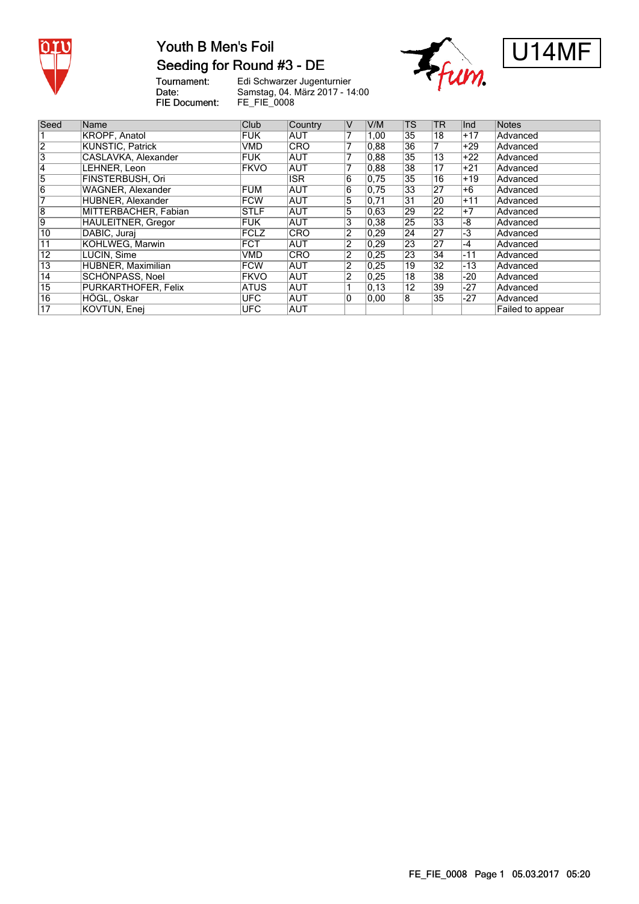# Youth B Men's Foil

## Seeding for Round #3 - DE

U14MF

Tournament: Edi Schwarzer Jugenturnier
Date: Samstag, 04. März 2017 - 14:00
FIE Document: FE_FIE_0008

| Seed | Name | Club | Country | V | V/M | TS | TR | Ind | Notes |
|---|---|---|---|---|---|---|---|---|---|
| 1 | KROPF, Anatol | FUK | AUT | 7 | 1,00 | 35 | 18 | +17 | Advanced |
| 2 | KUNSTIC, Patrick | VMD | CRO | 7 | 0,88 | 36 | 7 | +29 | Advanced |
| 3 | CASLAVKA, Alexander | FUK | AUT | 7 | 0,88 | 35 | 13 | +22 | Advanced |
| 4 | LEHNER, Leon | FKVO | AUT | 7 | 0,88 | 38 | 17 | +21 | Advanced |
| 5 | FINSTERBUSH, Ori | | ISR | 6 | 0,75 | 35 | 16 | +19 | Advanced |
| 6 | WAGNER, Alexander | FUM | AUT | 6 | 0,75 | 33 | 27 | +6 | Advanced |
| 7 | HUBNER, Alexander | FCW | AUT | 5 | 0,71 | 31 | 20 | +11 | Advanced |
| 8 | MITTERBACHER, Fabian | STLF | AUT | 5 | 0,63 | 29 | 22 | +7 | Advanced |
| 9 | HAULEITNER, Gregor | FUK | AUT | 3 | 0,38 | 25 | 33 | -8 | Advanced |
| 10 | DABIC, Juraj | FCLZ | CRO | 2 | 0,29 | 24 | 27 | -3 | Advanced |
| 11 | KOHLWEG, Marwin | FCT | AUT | 2 | 0,29 | 23 | 27 | -4 | Advanced |
| 12 | LUCIN, Sime | VMD | CRO | 2 | 0,25 | 23 | 34 | -11 | Advanced |
| 13 | HUBNER, Maximilian | FCW | AUT | 2 | 0,25 | 19 | 32 | -13 | Advanced |
| 14 | SCHÖNPASS, Noel | FKVO | AUT | 2 | 0,25 | 18 | 38 | -20 | Advanced |
| 15 | PURKARTHOFER, Felix | ATUS | AUT | 1 | 0,13 | 12 | 39 | -27 | Advanced |
| 16 | HÖGL, Oskar | UFC | AUT | 0 | 0,00 | 8 | 35 | -27 | Advanced |
| 17 | KOVTUN, Enej | UFC | AUT | | | | | | Failed to appear |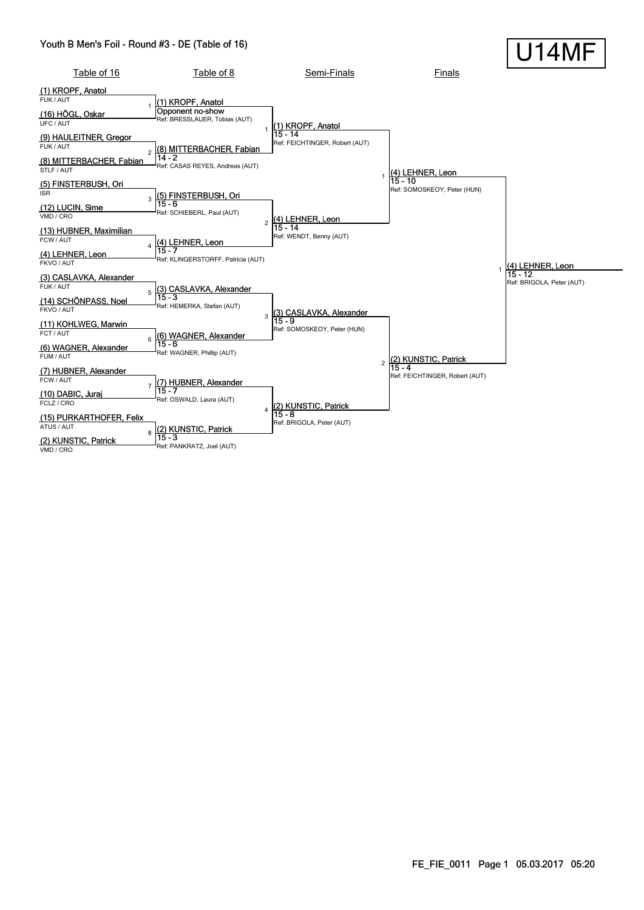# Youth B Men's Foil - Round #3 - DE (Table of 16)

**U14MF**

## Table of 16

| Seed | Name | Club / Nation |
|---|---|---|
| (1) | KROPF, Anatol | FUK / AUT |
| (16) | HÖGL, Oskar | UFC / AUT |
| (9) | HAULEITNER, Gregor | FUK / AUT |
| (8) | MITTERBACHER, Fabian | STLF / AUT |
| (5) | FINSTERBUSH, Ori | ISR |
| (12) | LUCIN, Sime | VMD / CRO |
| (13) | HUBNER, Maximilian | FCW / AUT |
| (4) | LEHNER, Leon | FKVO / AUT |
| (3) | CASLAVKA, Alexander | FUK / AUT |
| (14) | SCHÖNPASS, Noel | FKVO / AUT |
| (11) | KOHLWEG, Marwin | FCT / AUT |
| (6) | WAGNER, Alexander | FUM / AUT |
| (7) | HUBNER, Alexander | FCW / AUT |
| (10) | DABIC, Juraj | FCLZ / CRO |
| (15) | PURKARTHOFER, Felix | ATUS / AUT |
| (2) | KUNSTIC, Patrick | VMD / CRO |

## Table of 8

| Bout | Winner | Score | Referee |
|---|---|---|---|
| 1 | (1) KROPF, Anatol | Opponent no-show | Ref: BRESSLAUER, Tobias (AUT) |
| 2 | (8) MITTERBACHER, Fabian | 14 - 2 | Ref: CASAS REYES, Andreas (AUT) |
| 3 | (5) FINSTERBUSH, Ori | 15 - 6 | Ref: SCHIEBERL, Paul (AUT) |
| 4 | (4) LEHNER, Leon | 15 - 7 | Ref: KLINGERSTORFF, Patricia (AUT) |
| 5 | (3) CASLAVKA, Alexander | 15 - 3 | Ref: HEMERKA, Stefan (AUT) |
| 6 | (6) WAGNER, Alexander | 15 - 6 | Ref: WAGNER, Phillip (AUT) |
| 7 | (7) HUBNER, Alexander | 15 - 7 | Ref: OSWALD, Laura (AUT) |
| 8 | (2) KUNSTIC, Patrick | 15 - 3 | Ref: PANKRATZ, Joel (AUT) |

## Semi-Finals

| Bout | Winner | Score | Referee |
|---|---|---|---|
| 1 | (1) KROPF, Anatol | 15 - 14 | Ref: FEICHTINGER, Robert (AUT) |
| 2 | (4) LEHNER, Leon | 15 - 14 | Ref: WENDT, Benny (AUT) |
| 3 | (3) CASLAVKA, Alexander | 15 - 9 | Ref: SOMOSKEOY, Peter (HUN) |
| 4 | (2) KUNSTIC, Patrick | 15 - 8 | Ref: BRIGOLA, Peter (AUT) |

## Finals

| Bout | Winner | Score | Referee |
|---|---|---|---|
| 1 | (4) LEHNER, Leon | 15 - 10 | Ref: SOMOSKEOY, Peter (HUN) |
| 2 | (2) KUNSTIC, Patrick | 15 - 4 | Ref: FEICHTINGER, Robert (AUT) |

## Winner

| Bout | Winner | Score | Referee |
|---|---|---|---|
| 1 | (4) LEHNER, Leon | 15 - 12 | Ref: BRIGOLA, Peter (AUT) |

FE_FIE_0011 Page 1 05.03.2017 05:20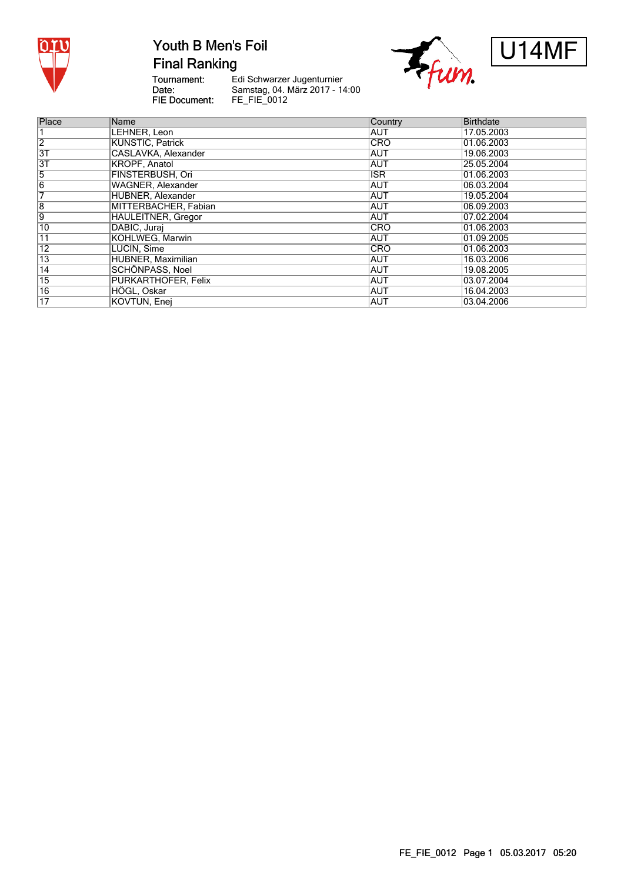# Youth B Men's Foil

## Final Ranking

U14MF

Tournament: Edi Schwarzer Jugenturnier
Date: Samstag, 04. März 2017 - 14:00
FIE Document: FE_FIE_0012

| Place | Name | Country | Birthdate |
|---|---|---|---|
| 1 | LEHNER, Leon | AUT | 17.05.2003 |
| 2 | KUNSTIC, Patrick | CRO | 01.06.2003 |
| 3T | CASLAVKA, Alexander | AUT | 19.06.2003 |
| 3T | KROPF, Anatol | AUT | 25.05.2004 |
| 5 | FINSTERBUSH, Ori | ISR | 01.06.2003 |
| 6 | WAGNER, Alexander | AUT | 06.03.2004 |
| 7 | HUBNER, Alexander | AUT | 19.05.2004 |
| 8 | MITTERBACHER, Fabian | AUT | 06.09.2003 |
| 9 | HAULEITNER, Gregor | AUT | 07.02.2004 |
| 10 | DABIC, Juraj | CRO | 01.06.2003 |
| 11 | KOHLWEG, Marwin | AUT | 01.09.2005 |
| 12 | LUCIN, Sime | CRO | 01.06.2003 |
| 13 | HUBNER, Maximilian | AUT | 16.03.2006 |
| 14 | SCHÖNPASS, Noel | AUT | 19.08.2005 |
| 15 | PURKARTHOFER, Felix | AUT | 03.07.2004 |
| 16 | HÖGL, Oskar | AUT | 16.04.2003 |
| 17 | KOVTUN, Enej | AUT | 03.04.2006 |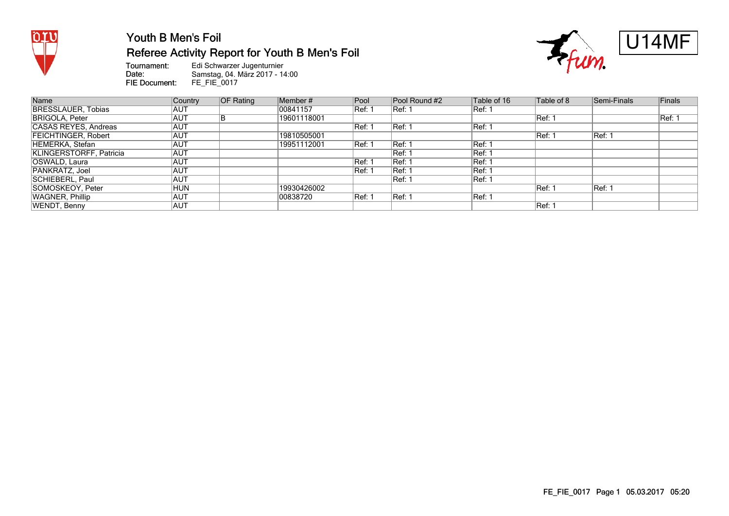# Youth B Men's Foil

## Referee Activity Report for Youth B Men's Foil

**Tournament:** Edi Schwarzer Jugenturnier
**Date:** Samstag, 04. März 2017 - 14:00
**FIE Document:** FE_FIE_0017

U14MF

| Name | Country | OF Rating | Member # | Pool | Pool Round #2 | Table of 16 | Table of 8 | Semi-Finals | Finals |
|---|---|---|---|---|---|---|---|---|---|
| BRESSLAUER, Tobias | AUT | | 00841157 | Ref: 1 | Ref: 1 | Ref: 1 | | | |
| BRIGOLA, Peter | AUT | B | 19601118001 | | | | Ref: 1 | | Ref: 1 |
| CASAS REYES, Andreas | AUT | | | Ref: 1 | Ref: 1 | Ref: 1 | | | |
| FEICHTINGER, Robert | AUT | | 19810505001 | | | | Ref: 1 | Ref: 1 | |
| HEMERKA, Stefan | AUT | | 19951112001 | Ref: 1 | Ref: 1 | Ref: 1 | | | |
| KLINGERSTORFF, Patricia | AUT | | | | Ref: 1 | Ref: 1 | | | |
| OSWALD, Laura | AUT | | | Ref: 1 | Ref: 1 | Ref: 1 | | | |
| PANKRATZ, Joel | AUT | | | Ref: 1 | Ref: 1 | Ref: 1 | | | |
| SCHIEBERL, Paul | AUT | | | | Ref: 1 | Ref: 1 | | | |
| SOMOSKEOY, Peter | HUN | | 19930426002 | | | | Ref: 1 | Ref: 1 | |
| WAGNER, Phillip | AUT | | 00838720 | Ref: 1 | Ref: 1 | Ref: 1 | | | |
| WENDT, Benny | AUT | | | | | | Ref: 1 | | |